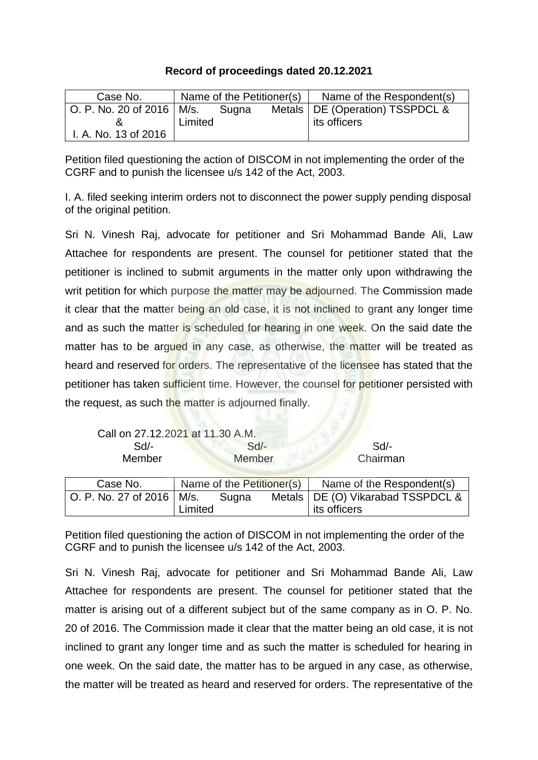**Record of proceedings dated 20.12.2021**

| Case No. | Name of the Petitioner(s) | Name of the Respondent(s) |
|---|---|---|
| O. P. No. 20 of 2016 & I. A. No. 13 of 2016 | M/s. Sugna Metals Limited | DE (Operation) TSSPDCL & its officers |

Petition filed questioning the action of DISCOM in not implementing the order of the CGRF and to punish the licensee u/s 142 of the Act, 2003.

I. A. filed seeking interim orders not to disconnect the power supply pending disposal of the original petition.

Sri N. Vinesh Raj, advocate for petitioner and Sri Mohammad Bande Ali, Law Attachee for respondents are present. The counsel for petitioner stated that the petitioner is inclined to submit arguments in the matter only upon withdrawing the writ petition for which purpose the matter may be adjourned. The Commission made it clear that the matter being an old case, it is not inclined to grant any longer time and as such the matter is scheduled for hearing in one week. On the said date the matter has to be argued in any case, as otherwise, the matter will be treated as heard and reserved for orders. The representative of the licensee has stated that the petitioner has taken sufficient time. However, the counsel for petitioner persisted with the request, as such the matter is adjourned finally.

Call on 27.12.2021 at 11.30 A.M.

| Sd/- | Sd/- | Sd/- |
|---|---|---|
| Member | Member | Chairman |

| Case No. | Name of the Petitioner(s) | Name of the Respondent(s) |
|---|---|---|
| O. P. No. 27 of 2016 | M/s. Sugna Metals Limited | DE (O) Vikarabad TSSPDCL & its officers |

Petition filed questioning the action of DISCOM in not implementing the order of the CGRF and to punish the licensee u/s 142 of the Act, 2003.

Sri N. Vinesh Raj, advocate for petitioner and Sri Mohammad Bande Ali, Law Attachee for respondents are present. The counsel for petitioner stated that the matter is arising out of a different subject but of the same company as in O. P. No. 20 of 2016. The Commission made it clear that the matter being an old case, it is not inclined to grant any longer time and as such the matter is scheduled for hearing in one week. On the said date, the matter has to be argued in any case, as otherwise, the matter will be treated as heard and reserved for orders. The representative of the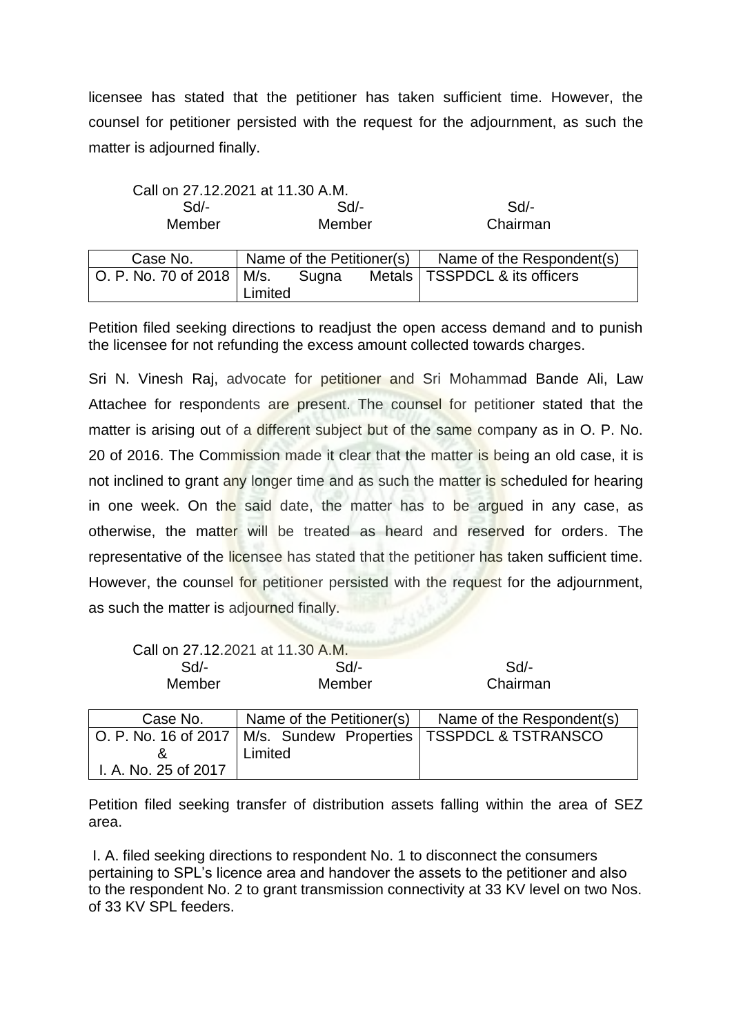licensee has stated that the petitioner has taken sufficient time. However, the counsel for petitioner persisted with the request for the adjournment, as such the matter is adjourned finally.

Call on 27.12.2021 at 11.30 A.M.

| Sd/- | Sd/- | Sd/- |
|---|---|---|
| Member | Member | Chairman |

| Case No. | Name of the Petitioner(s) | Name of the Respondent(s) |
|---|---|---|
| O. P. No. 70 of 2018 | M/s. Sugna Metals Limited | TSSPDCL & its officers |

Petition filed seeking directions to readjust the open access demand and to punish the licensee for not refunding the excess amount collected towards charges.

Sri N. Vinesh Raj, advocate for petitioner and Sri Mohammad Bande Ali, Law Attachee for respondents are present. The counsel for petitioner stated that the matter is arising out of a different subject but of the same company as in O. P. No. 20 of 2016. The Commission made it clear that the matter is being an old case, it is not inclined to grant any longer time and as such the matter is scheduled for hearing in one week. On the said date, the matter has to be argued in any case, as otherwise, the matter will be treated as heard and reserved for orders. The representative of the licensee has stated that the petitioner has taken sufficient time. However, the counsel for petitioner persisted with the request for the adjournment, as such the matter is adjourned finally.

Call on 27.12.2021 at 11.30 A.M.

| Sd/- | Sd/- | Sd/- |
|---|---|---|
| Member | Member | Chairman |

| Case No. | Name of the Petitioner(s) | Name of the Respondent(s) |
|---|---|---|
| O. P. No. 16 of 2017 & I. A. No. 25 of 2017 | M/s. Sundew Properties Limited | TSSPDCL & TSTRANSCO |

Petition filed seeking transfer of distribution assets falling within the area of SEZ area.

I. A. filed seeking directions to respondent No. 1 to disconnect the consumers pertaining to SPL's licence area and handover the assets to the petitioner and also to the respondent No. 2 to grant transmission connectivity at 33 KV level on two Nos. of 33 KV SPL feeders.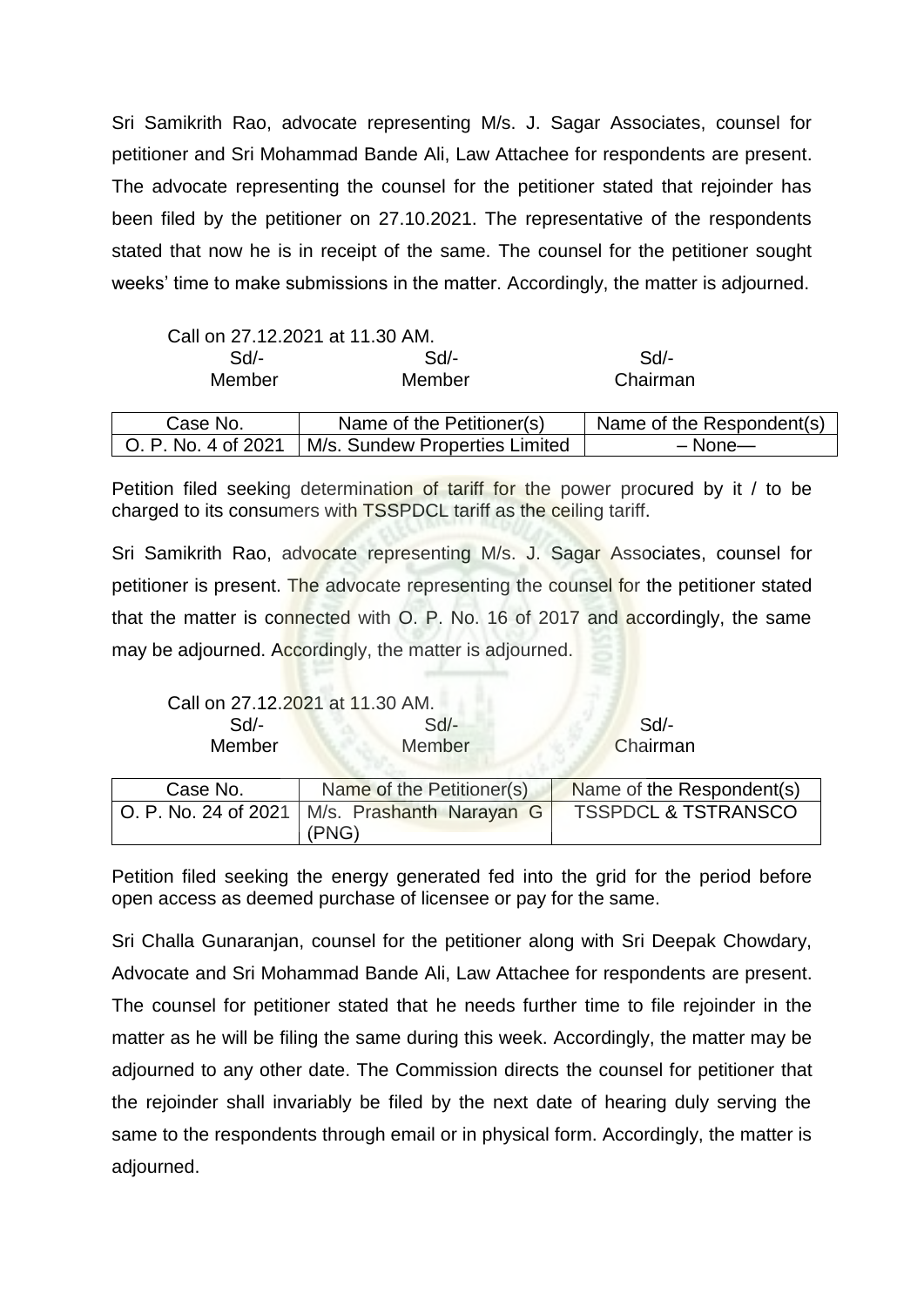Sri Samikrith Rao, advocate representing M/s. J. Sagar Associates, counsel for petitioner and Sri Mohammad Bande Ali, Law Attachee for respondents are present. The advocate representing the counsel for the petitioner stated that rejoinder has been filed by the petitioner on 27.10.2021. The representative of the respondents stated that now he is in receipt of the same. The counsel for the petitioner sought weeks' time to make submissions in the matter. Accordingly, the matter is adjourned.

Call on 27.12.2021 at 11.30 AM.

| Sd/- | Sd/- | Sd/- |
|---|---|---|
| Member | Member | Chairman |

| Case No. | Name of the Petitioner(s) | Name of the Respondent(s) |
|---|---|---|
| O. P. No. 4 of 2021 | M/s. Sundew Properties Limited | – None— |

Petition filed seeking determination of tariff for the power procured by it / to be charged to its consumers with TSSPDCL tariff as the ceiling tariff.

Sri Samikrith Rao, advocate representing M/s. J. Sagar Associates, counsel for petitioner is present. The advocate representing the counsel for the petitioner stated that the matter is connected with O. P. No. 16 of 2017 and accordingly, the same may be adjourned. Accordingly, the matter is adjourned.

Call on 27.12.2021 at 11.30 AM.

| Sd/- | Sd/- | Sd/- |
|---|---|---|
| Member | Member | Chairman |

| Case No. | Name of the Petitioner(s) | Name of the Respondent(s) |
|---|---|---|
| O. P. No. 24 of 2021 | M/s. Prashanth Narayan G (PNG) | TSSPDCL & TSTRANSCO |

Petition filed seeking the energy generated fed into the grid for the period before open access as deemed purchase of licensee or pay for the same.

Sri Challa Gunaranjan, counsel for the petitioner along with Sri Deepak Chowdary, Advocate and Sri Mohammad Bande Ali, Law Attachee for respondents are present. The counsel for petitioner stated that he needs further time to file rejoinder in the matter as he will be filing the same during this week. Accordingly, the matter may be adjourned to any other date. The Commission directs the counsel for petitioner that the rejoinder shall invariably be filed by the next date of hearing duly serving the same to the respondents through email or in physical form. Accordingly, the matter is adjourned.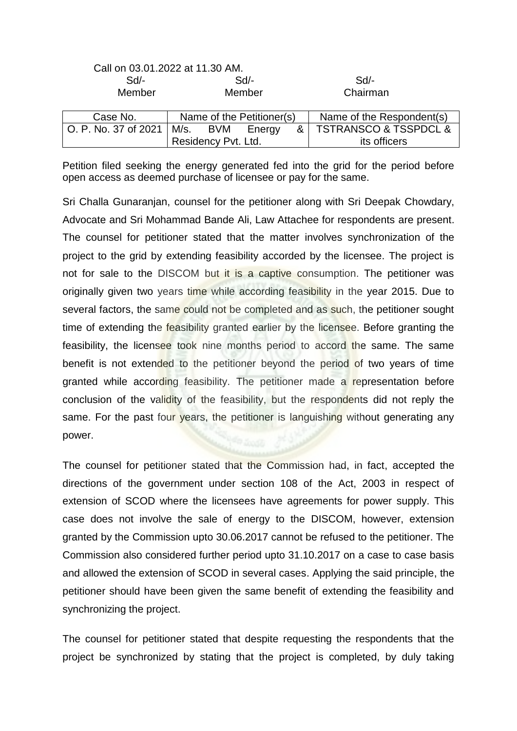Call on 03.01.2022 at 11.30 AM.

| Sd/- | Sd/- | Sd/- |
|---|---|---|
| Member | Member | Chairman |

| Case No. | Name of the Petitioner(s) | Name of the Respondent(s) |
|---|---|---|
| O. P. No. 37 of 2021 | M/s. BVM Energy & Residency Pvt. Ltd. | TSTRANSCO & TSSPDCL & its officers |

Petition filed seeking the energy generated fed into the grid for the period before open access as deemed purchase of licensee or pay for the same.

Sri Challa Gunaranjan, counsel for the petitioner along with Sri Deepak Chowdary, Advocate and Sri Mohammad Bande Ali, Law Attachee for respondents are present. The counsel for petitioner stated that the matter involves synchronization of the project to the grid by extending feasibility accorded by the licensee. The project is not for sale to the DISCOM but it is a captive consumption. The petitioner was originally given two years time while according feasibility in the year 2015. Due to several factors, the same could not be completed and as such, the petitioner sought time of extending the feasibility granted earlier by the licensee. Before granting the feasibility, the licensee took nine months period to accord the same. The same benefit is not extended to the petitioner beyond the period of two years of time granted while according feasibility. The petitioner made a representation before conclusion of the validity of the feasibility, but the respondents did not reply the same. For the past four years, the petitioner is languishing without generating any power.

The counsel for petitioner stated that the Commission had, in fact, accepted the directions of the government under section 108 of the Act, 2003 in respect of extension of SCOD where the licensees have agreements for power supply. This case does not involve the sale of energy to the DISCOM, however, extension granted by the Commission upto 30.06.2017 cannot be refused to the petitioner. The Commission also considered further period upto 31.10.2017 on a case to case basis and allowed the extension of SCOD in several cases. Applying the said principle, the petitioner should have been given the same benefit of extending the feasibility and synchronizing the project.

The counsel for petitioner stated that despite requesting the respondents that the project be synchronized by stating that the project is completed, by duly taking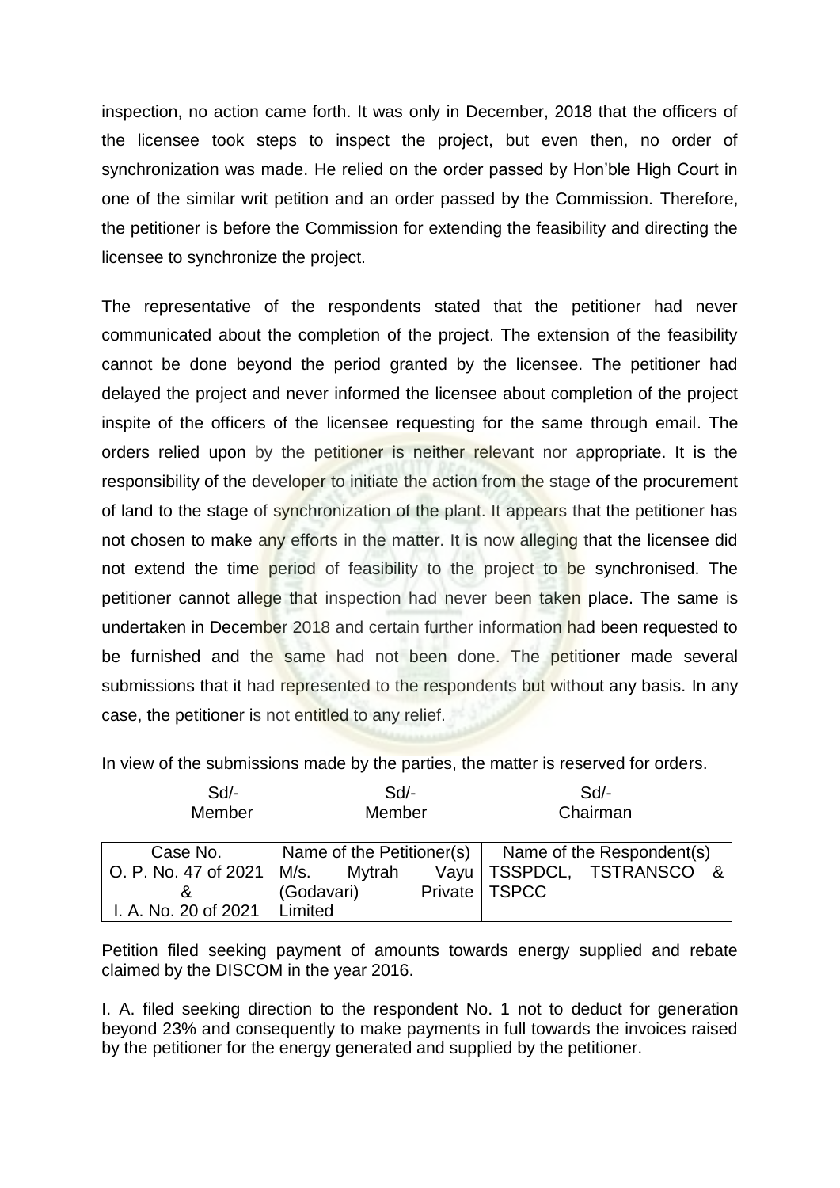inspection, no action came forth. It was only in December, 2018 that the officers of the licensee took steps to inspect the project, but even then, no order of synchronization was made. He relied on the order passed by Hon'ble High Court in one of the similar writ petition and an order passed by the Commission. Therefore, the petitioner is before the Commission for extending the feasibility and directing the licensee to synchronize the project.

The representative of the respondents stated that the petitioner had never communicated about the completion of the project. The extension of the feasibility cannot be done beyond the period granted by the licensee. The petitioner had delayed the project and never informed the licensee about completion of the project inspite of the officers of the licensee requesting for the same through email. The orders relied upon by the petitioner is neither relevant nor appropriate. It is the responsibility of the developer to initiate the action from the stage of the procurement of land to the stage of synchronization of the plant. It appears that the petitioner has not chosen to make any efforts in the matter. It is now alleging that the licensee did not extend the time period of feasibility to the project to be synchronised. The petitioner cannot allege that inspection had never been taken place. The same is undertaken in December 2018 and certain further information had been requested to be furnished and the same had not been done. The petitioner made several submissions that it had represented to the respondents but without any basis. In any case, the petitioner is not entitled to any relief.

In view of the submissions made by the parties, the matter is reserved for orders.

| Sd/- | Sd/- | Sd/- |
|---|---|---|
| Member | Member | Chairman |

| Case No. | Name of the Petitioner(s) | Name of the Respondent(s) |
|---|---|---|
| O. P. No. 47 of 2021 & I. A. No. 20 of 2021 | M/s. Mytrah Vayu (Godavari) Private Limited | TSSPDCL, TSTRANSCO & TSPCC |

Petition filed seeking payment of amounts towards energy supplied and rebate claimed by the DISCOM in the year 2016.

I. A. filed seeking direction to the respondent No. 1 not to deduct for generation beyond 23% and consequently to make payments in full towards the invoices raised by the petitioner for the energy generated and supplied by the petitioner.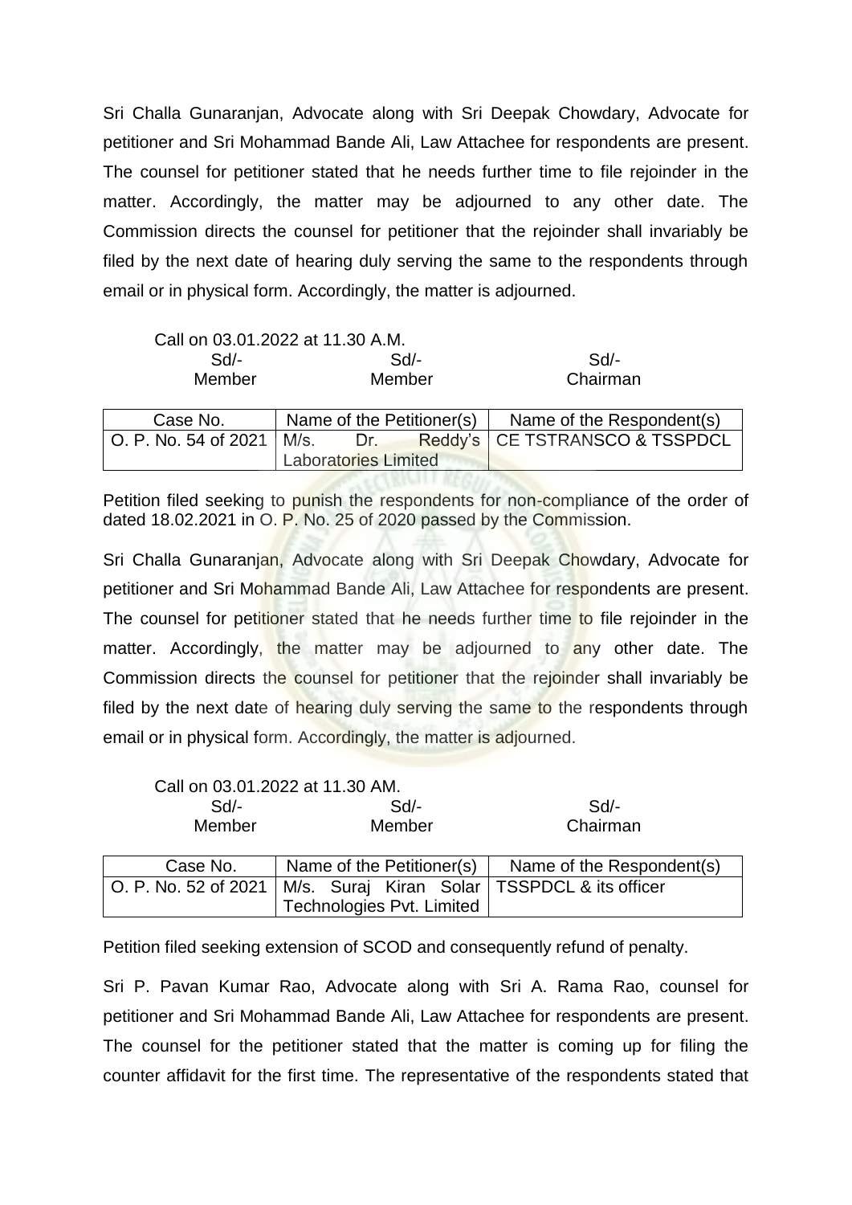Sri Challa Gunaranjan, Advocate along with Sri Deepak Chowdary, Advocate for petitioner and Sri Mohammad Bande Ali, Law Attachee for respondents are present. The counsel for petitioner stated that he needs further time to file rejoinder in the matter. Accordingly, the matter may be adjourned to any other date. The Commission directs the counsel for petitioner that the rejoinder shall invariably be filed by the next date of hearing duly serving the same to the respondents through email or in physical form. Accordingly, the matter is adjourned.

Call on 03.01.2022 at 11.30 A.M.

| Sd/- | Sd/- | Sd/- |
|---|---|---|
| Member | Member | Chairman |

| Case No. | Name of the Petitioner(s) | Name of the Respondent(s) |
|---|---|---|
| O. P. No. 54 of 2021 | M/s. Dr. Reddy's Laboratories Limited | CE TSTRANSCO & TSSPDCL |

Petition filed seeking to punish the respondents for non-compliance of the order of dated 18.02.2021 in O. P. No. 25 of 2020 passed by the Commission.

Sri Challa Gunaranjan, Advocate along with Sri Deepak Chowdary, Advocate for petitioner and Sri Mohammad Bande Ali, Law Attachee for respondents are present. The counsel for petitioner stated that he needs further time to file rejoinder in the matter. Accordingly, the matter may be adjourned to any other date. The Commission directs the counsel for petitioner that the rejoinder shall invariably be filed by the next date of hearing duly serving the same to the respondents through email or in physical form. Accordingly, the matter is adjourned.

Call on 03.01.2022 at 11.30 AM.

| Sd/- | Sd/- | Sd/- |
|---|---|---|
| Member | Member | Chairman |

| Case No. | Name of the Petitioner(s) | Name of the Respondent(s) |
|---|---|---|
| O. P. No. 52 of 2021 | M/s. Suraj Kiran Solar Technologies Pvt. Limited | TSSPDCL & its officer |

Petition filed seeking extension of SCOD and consequently refund of penalty.

Sri P. Pavan Kumar Rao, Advocate along with Sri A. Rama Rao, counsel for petitioner and Sri Mohammad Bande Ali, Law Attachee for respondents are present. The counsel for the petitioner stated that the matter is coming up for filing the counter affidavit for the first time. The representative of the respondents stated that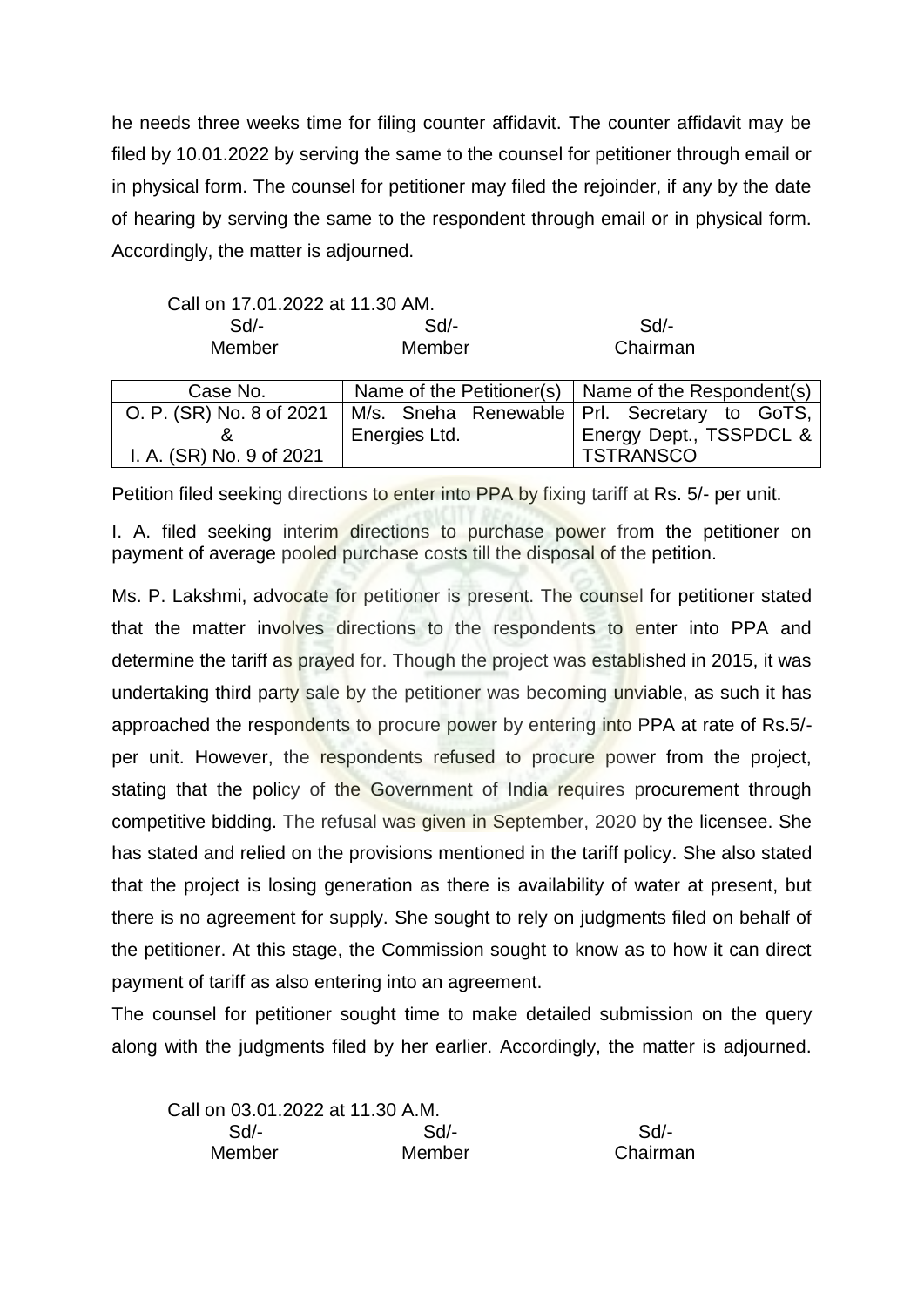he needs three weeks time for filing counter affidavit. The counter affidavit may be filed by 10.01.2022 by serving the same to the counsel for petitioner through email or in physical form. The counsel for petitioner may filed the rejoinder, if any by the date of hearing by serving the same to the respondent through email or in physical form. Accordingly, the matter is adjourned.

Call on 17.01.2022 at 11.30 AM.

| Sd/- | Sd/- | Sd/- |
|---|---|---|
| Member | Member | Chairman |

| Case No. | Name of the Petitioner(s) | Name of the Respondent(s) |
|---|---|---|
| O. P. (SR) No. 8 of 2021 & I. A. (SR) No. 9 of 2021 | M/s. Sneha Renewable Energies Ltd. | Prl. Secretary to GoTS, Energy Dept., TSSPDCL & TSTRANSCO |

Petition filed seeking directions to enter into PPA by fixing tariff at Rs. 5/- per unit.

I. A. filed seeking interim directions to purchase power from the petitioner on payment of average pooled purchase costs till the disposal of the petition.

Ms. P. Lakshmi, advocate for petitioner is present. The counsel for petitioner stated that the matter involves directions to the respondents to enter into PPA and determine the tariff as prayed for. Though the project was established in 2015, it was undertaking third party sale by the petitioner was becoming unviable, as such it has approached the respondents to procure power by entering into PPA at rate of Rs.5/- per unit. However, the respondents refused to procure power from the project, stating that the policy of the Government of India requires procurement through competitive bidding. The refusal was given in September, 2020 by the licensee. She has stated and relied on the provisions mentioned in the tariff policy. She also stated that the project is losing generation as there is availability of water at present, but there is no agreement for supply. She sought to rely on judgments filed on behalf of the petitioner. At this stage, the Commission sought to know as to how it can direct payment of tariff as also entering into an agreement.

The counsel for petitioner sought time to make detailed submission on the query along with the judgments filed by her earlier. Accordingly, the matter is adjourned.

Call on 03.01.2022 at 11.30 A.M.

| Sd/- | Sd/- | Sd/- |
|---|---|---|
| Member | Member | Chairman |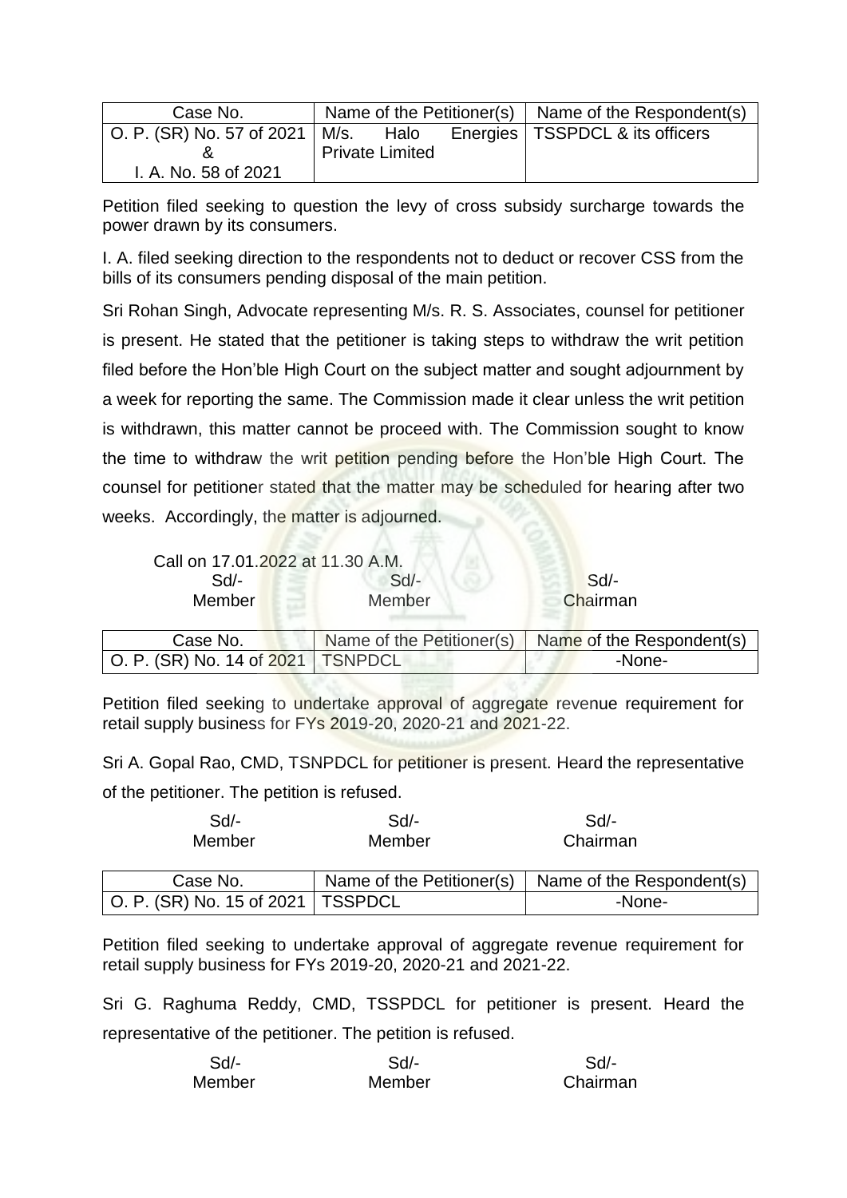| Case No. | Name of the Petitioner(s) | Name of the Respondent(s) |
|---|---|---|
| O. P. (SR) No. 57 of 2021 & I. A. No. 58 of 2021 | M/s. Halo Energies Private Limited | TSSPDCL & its officers |

Petition filed seeking to question the levy of cross subsidy surcharge towards the power drawn by its consumers.

I. A. filed seeking direction to the respondents not to deduct or recover CSS from the bills of its consumers pending disposal of the main petition.

Sri Rohan Singh, Advocate representing M/s. R. S. Associates, counsel for petitioner is present. He stated that the petitioner is taking steps to withdraw the writ petition filed before the Hon'ble High Court on the subject matter and sought adjournment by a week for reporting the same. The Commission made it clear unless the writ petition is withdrawn, this matter cannot be proceed with. The Commission sought to know the time to withdraw the writ petition pending before the Hon'ble High Court. The counsel for petitioner stated that the matter may be scheduled for hearing after two weeks. Accordingly, the matter is adjourned.

Call on 17.01.2022 at 11.30 A.M.

| Sd/- | Sd/- | Sd/- |
|---|---|---|
| Member | Member | Chairman |

| Case No. | Name of the Petitioner(s) | Name of the Respondent(s) |
|---|---|---|
| O. P. (SR) No. 14 of 2021 | TSNPDCL | -None- |

Petition filed seeking to undertake approval of aggregate revenue requirement for retail supply business for FYs 2019-20, 2020-21 and 2021-22.

Sri A. Gopal Rao, CMD, TSNPDCL for petitioner is present. Heard the representative of the petitioner. The petition is refused.

| Sd/- | Sd/- | Sd/- |
|---|---|---|
| Member | Member | Chairman |

| Case No. | Name of the Petitioner(s) | Name of the Respondent(s) |
|---|---|---|
| O. P. (SR) No. 15 of 2021 | TSSPDCL | -None- |

Petition filed seeking to undertake approval of aggregate revenue requirement for retail supply business for FYs 2019-20, 2020-21 and 2021-22.

Sri G. Raghuma Reddy, CMD, TSSPDCL for petitioner is present. Heard the representative of the petitioner. The petition is refused.

| Sd/- | Sd/- | Sd/- |
|---|---|---|
| Member | Member | Chairman |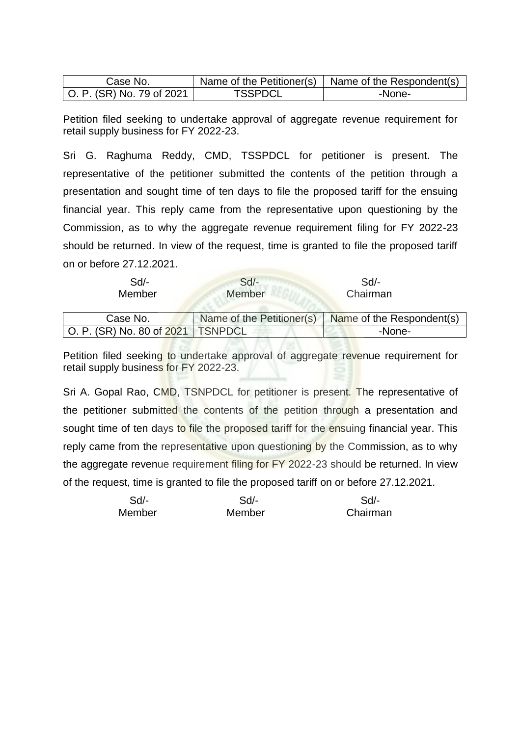| Case No. | Name of the Petitioner(s) | Name of the Respondent(s) |
|---|---|---|
| O. P. (SR) No. 79 of 2021 | TSSPDCL | -None- |

Petition filed seeking to undertake approval of aggregate revenue requirement for retail supply business for FY 2022-23.

Sri G. Raghuma Reddy, CMD, TSSPDCL for petitioner is present. The representative of the petitioner submitted the contents of the petition through a presentation and sought time of ten days to file the proposed tariff for the ensuing financial year. This reply came from the representative upon questioning by the Commission, as to why the aggregate revenue requirement filing for FY 2022-23 should be returned. In view of the request, time is granted to file the proposed tariff on or before 27.12.2021.

| Sd/- | Sd/- | Sd/- |
|---|---|---|
| Member | Member | Chairman |

| Case No. | Name of the Petitioner(s) | Name of the Respondent(s) |
|---|---|---|
| O. P. (SR) No. 80 of 2021 | TSNPDCL | -None- |

Petition filed seeking to undertake approval of aggregate revenue requirement for retail supply business for FY 2022-23.

Sri A. Gopal Rao, CMD, TSNPDCL for petitioner is present. The representative of the petitioner submitted the contents of the petition through a presentation and sought time of ten days to file the proposed tariff for the ensuing financial year. This reply came from the representative upon questioning by the Commission, as to why the aggregate revenue requirement filing for FY 2022-23 should be returned. In view of the request, time is granted to file the proposed tariff on or before 27.12.2021.

| Sd/- | Sd/- | Sd/- |
|---|---|---|
| Member | Member | Chairman |